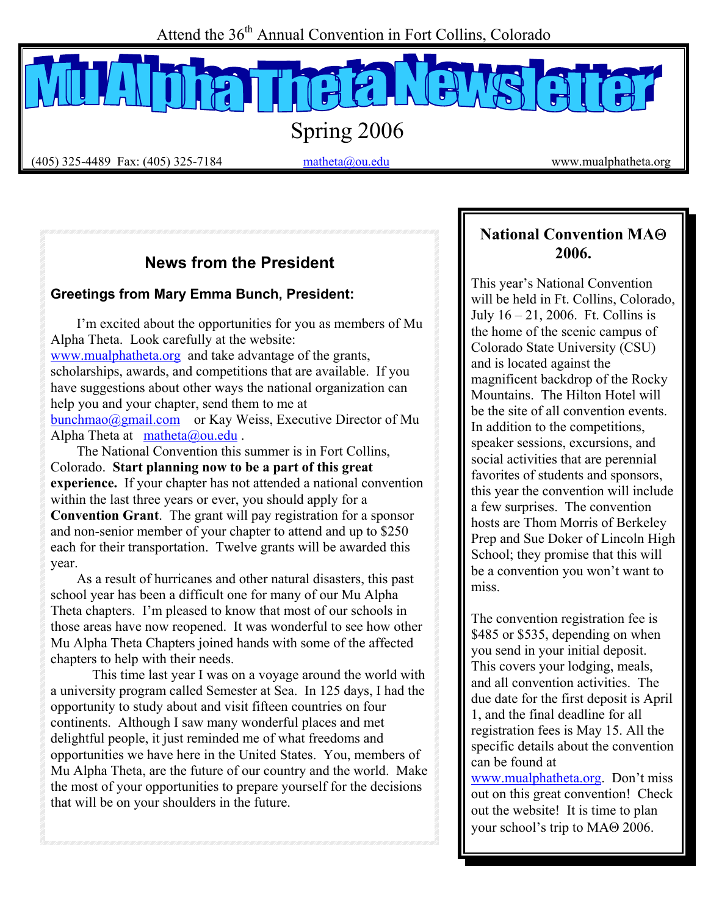Attend the 36th Annual Convention in Fort Collins, Colorado

# Mu Alpha Theta Newsletter

Spring 2006

(405) 325-4489 Fax: (405) 325-7184 matheta@ou.edu www.mualphatheta.org

## News from the President

### Greetings from Mary Emma Bunch, President:

I'm excited about the opportunities for you as members of Mu Alpha Theta. Look carefully at the website: www.mualphatheta.org and take advantage of the grants, scholarships, awards, and competitions that are available. If you have suggestions about other ways the national organization can help you and your chapter, send them to me at bunchmao@gmail.com or Kay Weiss, Executive Director of Mu Alpha Theta at matheta@ou.edu .

The National Convention this summer is in Fort Collins, Colorado. **Start planning now to be a part of this great experience.** If your chapter has not attended a national convention within the last three years or ever, you should apply for a **Convention Grant**. The grant will pay registration for a sponsor and non-senior member of your chapter to attend and up to $250 each for their transportation. Twelve grants will be awarded this year.

As a result of hurricanes and other natural disasters, this past school year has been a difficult one for many of our Mu Alpha Theta chapters. I'm pleased to know that most of our schools in those areas have now reopened. It was wonderful to see how other Mu Alpha Theta Chapters joined hands with some of the affected chapters to help with their needs.

This time last year I was on a voyage around the world with a university program called Semester at Sea. In 125 days, I had the opportunity to study about and visit fifteen countries on four continents. Although I saw many wonderful places and met delightful people, it just reminded me of what freedoms and opportunities we have here in the United States. You, members of Mu Alpha Theta, are the future of our country and the world. Make the most of your opportunities to prepare yourself for the decisions that will be on your shoulders in the future.

## National Convention MAΘ 2006.

This year's National Convention will be held in Ft. Collins, Colorado, July 16 – 21, 2006. Ft. Collins is the home of the scenic campus of Colorado State University (CSU) and is located against the magnificent backdrop of the Rocky Mountains. The Hilton Hotel will be the site of all convention events. In addition to the competitions, speaker sessions, excursions, and social activities that are perennial favorites of students and sponsors, this year the convention will include a few surprises. The convention hosts are Thom Morris of Berkeley Prep and Sue Doker of Lincoln High School; they promise that this will be a convention you won't want to miss.

The convention registration fee is $485 or $535, depending on when you send in your initial deposit. This covers your lodging, meals, and all convention activities. The due date for the first deposit is April 1, and the final deadline for all registration fees is May 15. All the specific details about the convention can be found at www.mualphatheta.org. Don't miss out on this great convention! Check out the website! It is time to plan your school's trip to MAΘ 2006.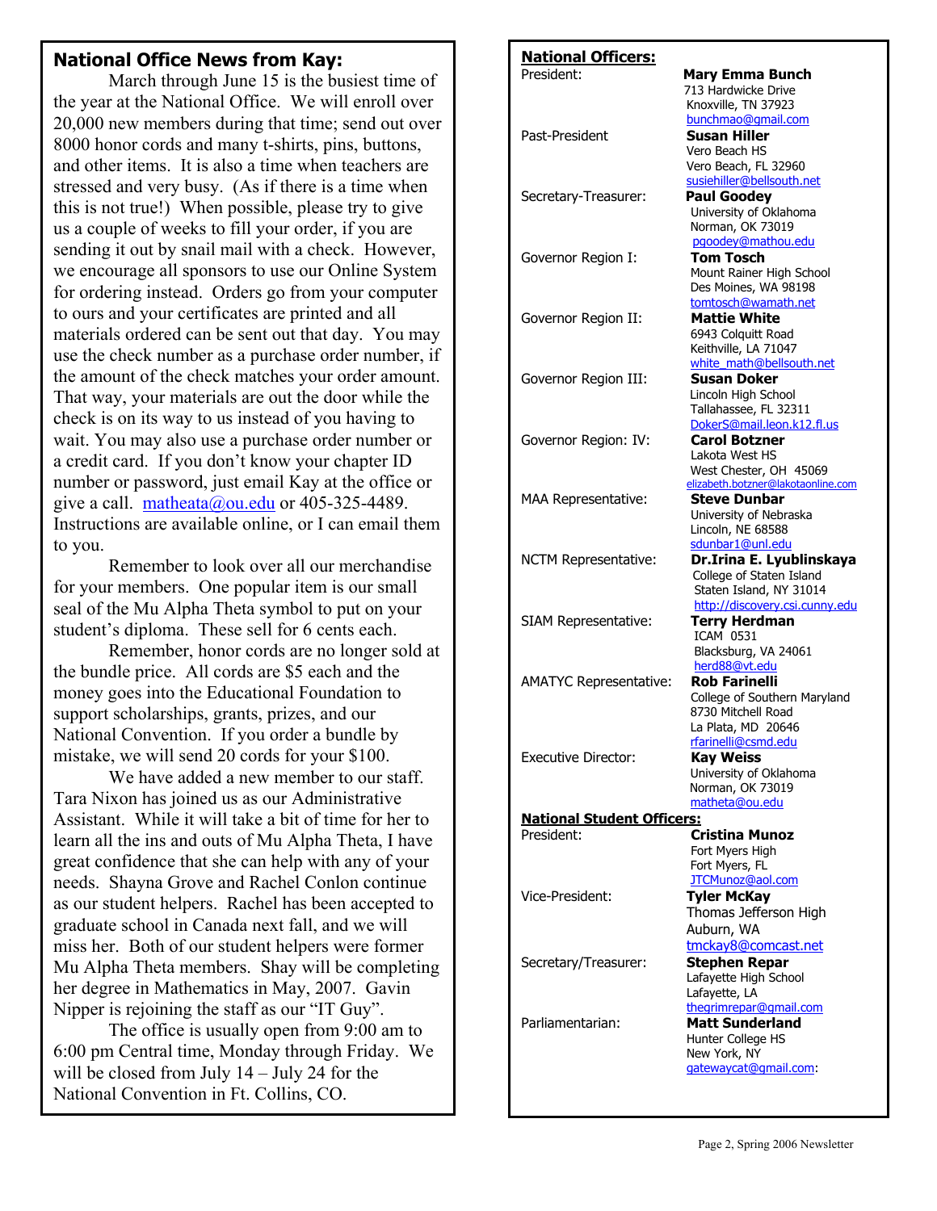## National Office News from Kay:

March through June 15 is the busiest time of the year at the National Office. We will enroll over 20,000 new members during that time; send out over 8000 honor cords and many t-shirts, pins, buttons, and other items. It is also a time when teachers are stressed and very busy. (As if there is a time when this is not true!) When possible, please try to give us a couple of weeks to fill your order, if you are sending it out by snail mail with a check. However, we encourage all sponsors to use our Online System for ordering instead. Orders go from your computer to ours and your certificates are printed and all materials ordered can be sent out that day. You may use the check number as a purchase order number, if the amount of the check matches your order amount. That way, your materials are out the door while the check is on its way to us instead of you having to wait. You may also use a purchase order number or a credit card. If you don't know your chapter ID number or password, just email Kay at the office or give a call. matheata@ou.edu or 405-325-4489. Instructions are available online, or I can email them to you.

Remember to look over all our merchandise for your members. One popular item is our small seal of the Mu Alpha Theta symbol to put on your student's diploma. These sell for 6 cents each.

Remember, honor cords are no longer sold at the bundle price. All cords are $5 each and the money goes into the Educational Foundation to support scholarships, grants, prizes, and our National Convention. If you order a bundle by mistake, we will send 20 cords for your $100.

We have added a new member to our staff. Tara Nixon has joined us as our Administrative Assistant. While it will take a bit of time for her to learn all the ins and outs of Mu Alpha Theta, I have great confidence that she can help with any of your needs. Shayna Grove and Rachel Conlon continue as our student helpers. Rachel has been accepted to graduate school in Canada next fall, and we will miss her. Both of our student helpers were former Mu Alpha Theta members. Shay will be completing her degree in Mathematics in May, 2007. Gavin Nipper is rejoining the staff as our "IT Guy".

The office is usually open from 9:00 am to 6:00 pm Central time, Monday through Friday. We will be closed from July 14 – July 24 for the National Convention in Ft. Collins, CO.

## National Officers:

President: **Mary Emma Bunch**
713 Hardwicke Drive
Knoxville, TN 37923
bunchmao@gmail.com

Past-President **Susan Hiller**
Vero Beach HS
Vero Beach, FL 32960
susiehiller@bellsouth.net

Secretary-Treasurer: **Paul Goodey**
University of Oklahoma
Norman, OK 73019
pgoodey@mathou.edu

Governor Region I: **Tom Tosch**
Mount Rainer High School
Des Moines, WA 98198
tomtosch@wamath.net

Governor Region II: **Mattie White**
6943 Colquitt Road
Keithville, LA 71047
white_math@bellsouth.net

Governor Region III: **Susan Doker**
Lincoln High School
Tallahassee, FL 32311
DokerS@mail.leon.k12.fl.us

Governor Region: IV: **Carol Botzner**
Lakota West HS
West Chester, OH 45069
elizabeth.botzner@lakotaonline.com

MAA Representative: **Steve Dunbar**
University of Nebraska
Lincoln, NE 68588
sdunbar1@unl.edu

NCTM Representative: **Dr.Irina E. Lyublinskaya**
College of Staten Island
Staten Island, NY 31014
http://discovery.csi.cuny.edu

SIAM Representative: **Terry Herdman**
ICAM 0531
Blacksburg, VA 24061
herd88@vt.edu

AMATYC Representative: **Rob Farinelli**
College of Southern Maryland
8730 Mitchell Road
La Plata, MD 20646
rfarinelli@csmd.edu

Executive Director: **Kay Weiss**
University of Oklahoma
Norman, OK 73019
matheta@ou.edu

## National Student Officers:

President: **Cristina Munoz**
Fort Myers High
Fort Myers, FL
JTCMunoz@aol.com

Vice-President: **Tyler McKay**
Thomas Jefferson High
Auburn, WA
tmckay8@comcast.net

Secretary/Treasurer: **Stephen Repar**
Lafayette High School
Lafayette, LA
thegrimrepar@gmail.com

Parliamentarian: **Matt Sunderland**
Hunter College HS
New York, NY
gatewaycat@gmail.com: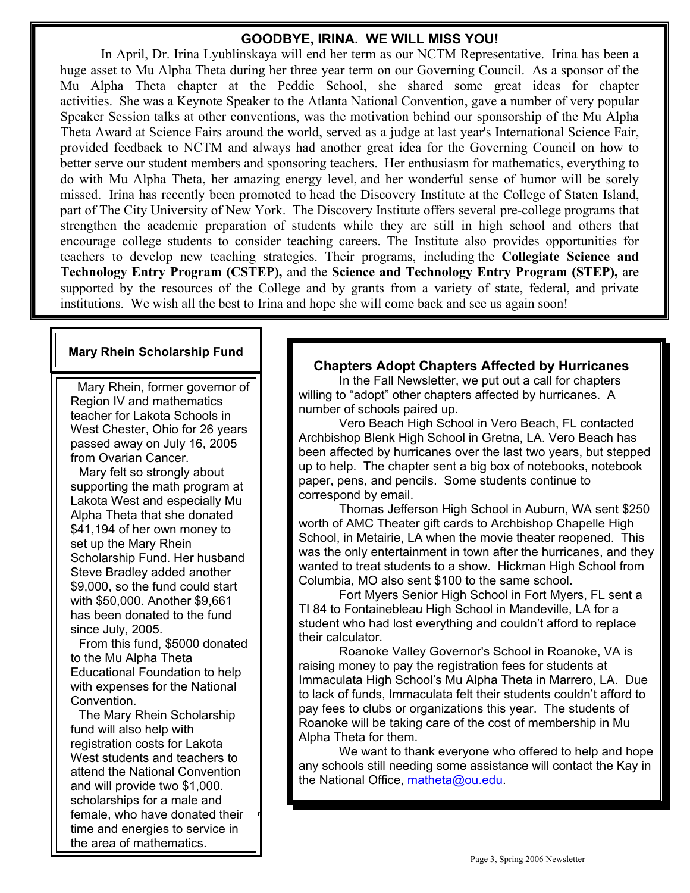## GOODBYE, IRINA. WE WILL MISS YOU!

In April, Dr. Irina Lyublinskaya will end her term as our NCTM Representative. Irina has been a huge asset to Mu Alpha Theta during her three year term on our Governing Council. As a sponsor of the Mu Alpha Theta chapter at the Peddie School, she shared some great ideas for chapter activities. She was a Keynote Speaker to the Atlanta National Convention, gave a number of very popular Speaker Session talks at other conventions, was the motivation behind our sponsorship of the Mu Alpha Theta Award at Science Fairs around the world, served as a judge at last year's International Science Fair, provided feedback to NCTM and always had another great idea for the Governing Council on how to better serve our student members and sponsoring teachers. Her enthusiasm for mathematics, everything to do with Mu Alpha Theta, her amazing energy level, and her wonderful sense of humor will be sorely missed. Irina has recently been promoted to head the Discovery Institute at the College of Staten Island, part of The City University of New York. The Discovery Institute offers several pre-college programs that strengthen the academic preparation of students while they are still in high school and others that encourage college students to consider teaching careers. The Institute also provides opportunities for teachers to develop new teaching strategies. Their programs, including the **Collegiate Science and Technology Entry Program (CSTEP),** and the **Science and Technology Entry Program (STEP),** are supported by the resources of the College and by grants from a variety of state, federal, and private institutions. We wish all the best to Irina and hope she will come back and see us again soon!

### Mary Rhein Scholarship Fund

Mary Rhein, former governor of Region IV and mathematics teacher for Lakota Schools in West Chester, Ohio for 26 years passed away on July 16, 2005 from Ovarian Cancer.

Mary felt so strongly about supporting the math program at Lakota West and especially Mu Alpha Theta that she donated $41,194 of her own money to set up the Mary Rhein Scholarship Fund. Her husband Steve Bradley added another $9,000, so the fund could start with $50,000. Another $9,661 has been donated to the fund since July, 2005.

From this fund, $5000 donated to the Mu Alpha Theta Educational Foundation to help with expenses for the National Convention.

The Mary Rhein Scholarship fund will also help with registration costs for Lakota West students and teachers to attend the National Convention and will provide two $1,000. scholarships for a male and female, who have donated their time and energies to service in the area of mathematics.

### Chapters Adopt Chapters Affected by Hurricanes

In the Fall Newsletter, we put out a call for chapters willing to "adopt" other chapters affected by hurricanes. A number of schools paired up.

Vero Beach High School in Vero Beach, FL contacted Archbishop Blenk High School in Gretna, LA. Vero Beach has been affected by hurricanes over the last two years, but stepped up to help. The chapter sent a big box of notebooks, notebook paper, pens, and pencils. Some students continue to correspond by email.

Thomas Jefferson High School in Auburn, WA sent $250 worth of AMC Theater gift cards to Archbishop Chapelle High School, in Metairie, LA when the movie theater reopened. This was the only entertainment in town after the hurricanes, and they wanted to treat students to a show. Hickman High School from Columbia, MO also sent $100 to the same school.

Fort Myers Senior High School in Fort Myers, FL sent a TI 84 to Fontainebleau High School in Mandeville, LA for a student who had lost everything and couldn't afford to replace their calculator.

Roanoke Valley Governor's School in Roanoke, VA is raising money to pay the registration fees for students at Immaculata High School's Mu Alpha Theta in Marrero, LA. Due to lack of funds, Immaculata felt their students couldn't afford to pay fees to clubs or organizations this year. The students of Roanoke will be taking care of the cost of membership in Mu Alpha Theta for them.

We want to thank everyone who offered to help and hope any schools still needing some assistance will contact the Kay in the National Office, matheta@ou.edu.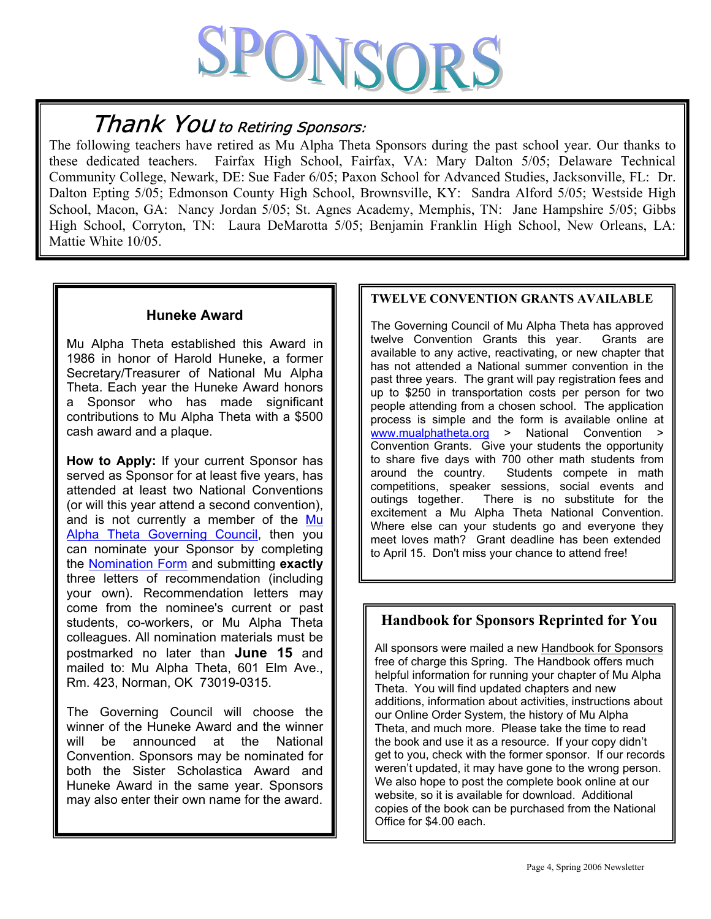# SPONSORS

## Thank You to Retiring Sponsors:

The following teachers have retired as Mu Alpha Theta Sponsors during the past school year. Our thanks to these dedicated teachers. Fairfax High School, Fairfax, VA: Mary Dalton 5/05; Delaware Technical Community College, Newark, DE: Sue Fader 6/05; Paxon School for Advanced Studies, Jacksonville, FL: Dr. Dalton Epting 5/05; Edmonson County High School, Brownsville, KY: Sandra Alford 5/05; Westside High School, Macon, GA: Nancy Jordan 5/05; St. Agnes Academy, Memphis, TN: Jane Hampshire 5/05; Gibbs High School, Corryton, TN: Laura DeMarotta 5/05; Benjamin Franklin High School, New Orleans, LA: Mattie White 10/05.

### Huneke Award

Mu Alpha Theta established this Award in 1986 in honor of Harold Huneke, a former Secretary/Treasurer of National Mu Alpha Theta. Each year the Huneke Award honors a Sponsor who has made significant contributions to Mu Alpha Theta with a $500 cash award and a plaque.

**How to Apply:** If your current Sponsor has served as Sponsor for at least five years, has attended at least two National Conventions (or will this year attend a second convention), and is not currently a member of the Mu Alpha Theta Governing Council, then you can nominate your Sponsor by completing the Nomination Form and submitting **exactly** three letters of recommendation (including your own). Recommendation letters may come from the nominee's current or past students, co-workers, or Mu Alpha Theta colleagues. All nomination materials must be postmarked no later than **June 15** and mailed to: Mu Alpha Theta, 601 Elm Ave., Rm. 423, Norman, OK 73019-0315.

The Governing Council will choose the winner of the Huneke Award and the winner will be announced at the National Convention. Sponsors may be nominated for both the Sister Scholastica Award and Huneke Award in the same year. Sponsors may also enter their own name for the award.

### TWELVE CONVENTION GRANTS AVAILABLE

The Governing Council of Mu Alpha Theta has approved twelve Convention Grants this year. Grants are available to any active, reactivating, or new chapter that has not attended a National summer convention in the past three years. The grant will pay registration fees and up to $250 in transportation costs per person for two people attending from a chosen school. The application process is simple and the form is available online at www.mualphatheta.org > National Convention > Convention Grants. Give your students the opportunity to share five days with 700 other math students from around the country. Students compete in math competitions, speaker sessions, social events and outings together. There is no substitute for the excitement a Mu Alpha Theta National Convention. Where else can your students go and everyone they meet loves math? Grant deadline has been extended to April 15. Don't miss your chance to attend free!

### Handbook for Sponsors Reprinted for You

All sponsors were mailed a new Handbook for Sponsors free of charge this Spring. The Handbook offers much helpful information for running your chapter of Mu Alpha Theta. You will find updated chapters and new additions, information about activities, instructions about our Online Order System, the history of Mu Alpha Theta, and much more. Please take the time to read the book and use it as a resource. If your copy didn't get to you, check with the former sponsor. If our records weren't updated, it may have gone to the wrong person. We also hope to post the complete book online at our website, so it is available for download. Additional copies of the book can be purchased from the National Office for $4.00 each.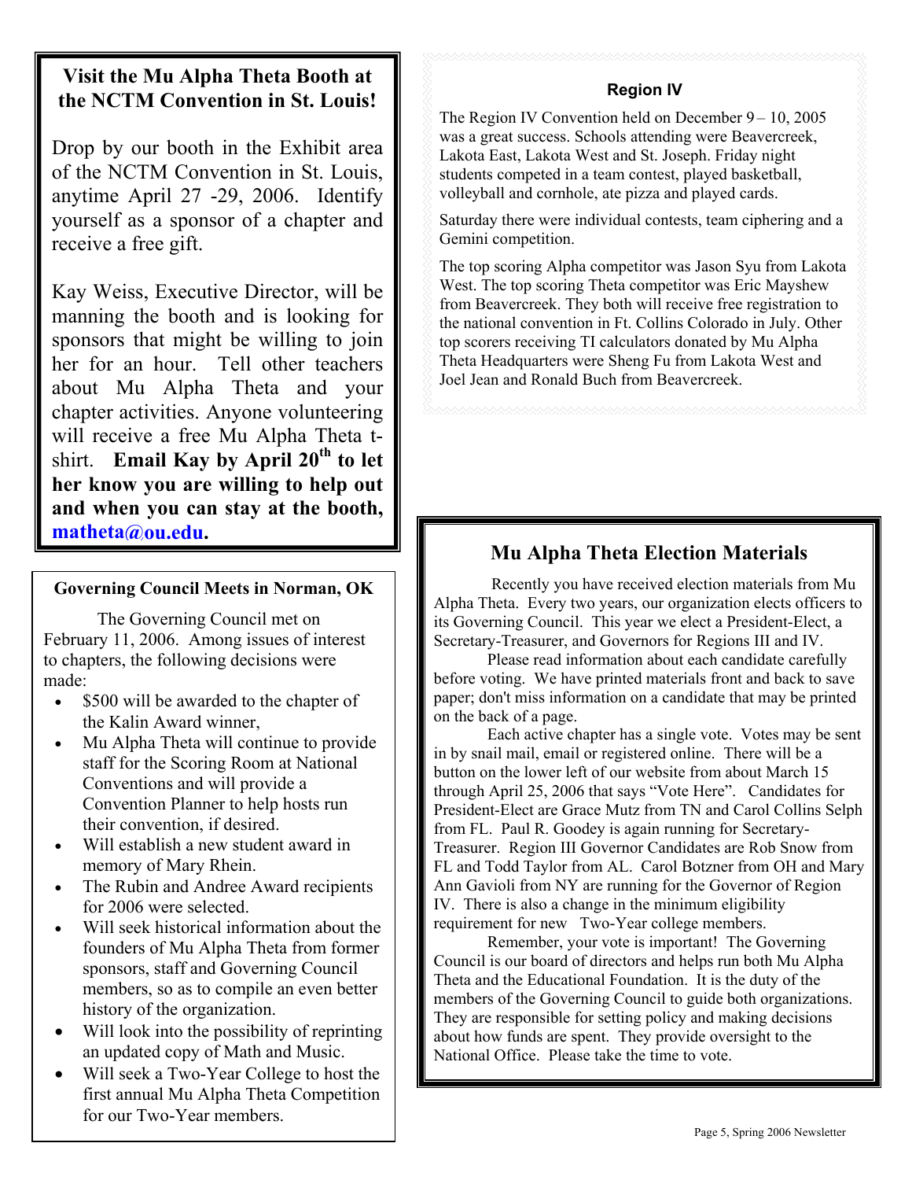## Visit the Mu Alpha Theta Booth at the NCTM Convention in St. Louis!

Drop by our booth in the Exhibit area of the NCTM Convention in St. Louis, anytime April 27 -29, 2006. Identify yourself as a sponsor of a chapter and receive a free gift.

Kay Weiss, Executive Director, will be manning the booth and is looking for sponsors that might be willing to join her for an hour. Tell other teachers about Mu Alpha Theta and your chapter activities. Anyone volunteering will receive a free Mu Alpha Theta t-shirt. **Email Kay by April 20th to let her know you are willing to help out and when you can stay at the booth, matheta@ou.edu.**

### Governing Council Meets in Norman, OK

The Governing Council met on February 11, 2006. Among issues of interest to chapters, the following decisions were made:

- $500 will be awarded to the chapter of the Kalin Award winner,
- Mu Alpha Theta will continue to provide staff for the Scoring Room at National Conventions and will provide a Convention Planner to help hosts run their convention, if desired.
- Will establish a new student award in memory of Mary Rhein.
- The Rubin and Andree Award recipients for 2006 were selected.
- Will seek historical information about the founders of Mu Alpha Theta from former sponsors, staff and Governing Council members, so as to compile an even better history of the organization.
- Will look into the possibility of reprinting an updated copy of Math and Music.
- Will seek a Two-Year College to host the first annual Mu Alpha Theta Competition for our Two-Year members.

### Region IV

The Region IV Convention held on December 9 – 10, 2005 was a great success. Schools attending were Beavercreek, Lakota East, Lakota West and St. Joseph. Friday night students competed in a team contest, played basketball, volleyball and cornhole, ate pizza and played cards.

Saturday there were individual contests, team ciphering and a Gemini competition.

The top scoring Alpha competitor was Jason Syu from Lakota West. The top scoring Theta competitor was Eric Mayshew from Beavercreek. They both will receive free registration to the national convention in Ft. Collins Colorado in July. Other top scorers receiving TI calculators donated by Mu Alpha Theta Headquarters were Sheng Fu from Lakota West and Joel Jean and Ronald Buch from Beavercreek.

## Mu Alpha Theta Election Materials

Recently you have received election materials from Mu Alpha Theta. Every two years, our organization elects officers to its Governing Council. This year we elect a President-Elect, a Secretary-Treasurer, and Governors for Regions III and IV.

Please read information about each candidate carefully before voting. We have printed materials front and back to save paper; don't miss information on a candidate that may be printed on the back of a page.

Each active chapter has a single vote. Votes may be sent in by snail mail, email or registered online. There will be a button on the lower left of our website from about March 15 through April 25, 2006 that says "Vote Here". Candidates for President-Elect are Grace Mutz from TN and Carol Collins Selph from FL. Paul R. Goodey is again running for Secretary-Treasurer. Region III Governor Candidates are Rob Snow from FL and Todd Taylor from AL. Carol Botzner from OH and Mary Ann Gavioli from NY are running for the Governor of Region IV. There is also a change in the minimum eligibility requirement for new Two-Year college members.

Remember, your vote is important! The Governing Council is our board of directors and helps run both Mu Alpha Theta and the Educational Foundation. It is the duty of the members of the Governing Council to guide both organizations. They are responsible for setting policy and making decisions about how funds are spent. They provide oversight to the National Office. Please take the time to vote.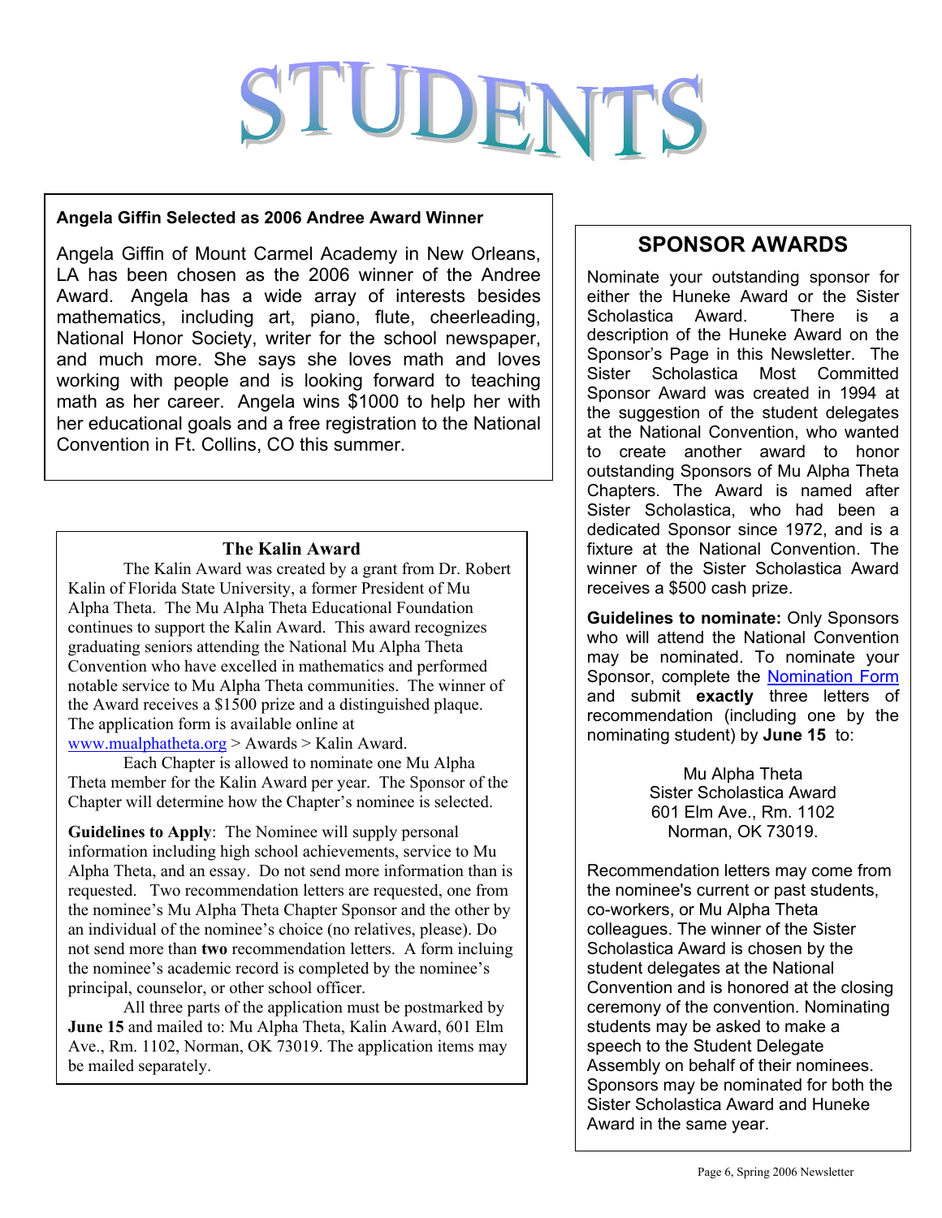# STUDENTS

## Angela Giffin Selected as 2006 Andree Award Winner

Angela Giffin of Mount Carmel Academy in New Orleans, LA has been chosen as the 2006 winner of the Andree Award. Angela has a wide array of interests besides mathematics, including art, piano, flute, cheerleading, National Honor Society, writer for the school newspaper, and much more. She says she loves math and loves working with people and is looking forward to teaching math as her career. Angela wins $1000 to help her with her educational goals and a free registration to the National Convention in Ft. Collins, CO this summer.

## The Kalin Award

The Kalin Award was created by a grant from Dr. Robert Kalin of Florida State University, a former President of Mu Alpha Theta. The Mu Alpha Theta Educational Foundation continues to support the Kalin Award. This award recognizes graduating seniors attending the National Mu Alpha Theta Convention who have excelled in mathematics and performed notable service to Mu Alpha Theta communities. The winner of the Award receives a $1500 prize and a distinguished plaque. The application form is available online at www.mualphatheta.org > Awards > Kalin Award.

Each Chapter is allowed to nominate one Mu Alpha Theta member for the Kalin Award per year. The Sponsor of the Chapter will determine how the Chapter's nominee is selected.

**Guidelines to Apply**: The Nominee will supply personal information including high school achievements, service to Mu Alpha Theta, and an essay. Do not send more information than is requested. Two recommendation letters are requested, one from the nominee's Mu Alpha Theta Chapter Sponsor and the other by an individual of the nominee's choice (no relatives, please). Do not send more than **two** recommendation letters. A form incluing the nominee's academic record is completed by the nominee's principal, counselor, or other school officer.

All three parts of the application must be postmarked by **June 15** and mailed to: Mu Alpha Theta, Kalin Award, 601 Elm Ave., Rm. 1102, Norman, OK 73019. The application items may be mailed separately.

## SPONSOR AWARDS

Nominate your outstanding sponsor for either the Huneke Award or the Sister Scholastica Award. There is a description of the Huneke Award on the Sponsor's Page in this Newsletter. The Sister Scholastica Most Committed Sponsor Award was created in 1994 at the suggestion of the student delegates at the National Convention, who wanted to create another award to honor outstanding Sponsors of Mu Alpha Theta Chapters. The Award is named after Sister Scholastica, who had been a dedicated Sponsor since 1972, and is a fixture at the National Convention. The winner of the Sister Scholastica Award receives a $500 cash prize.

**Guidelines to nominate:** Only Sponsors who will attend the National Convention may be nominated. To nominate your Sponsor, complete the Nomination Form and submit **exactly** three letters of recommendation (including one by the nominating student) by **June 15** to:

Mu Alpha Theta
Sister Scholastica Award
601 Elm Ave., Rm. 1102
Norman, OK 73019.

Recommendation letters may come from the nominee's current or past students, co-workers, or Mu Alpha Theta colleagues. The winner of the Sister Scholastica Award is chosen by the student delegates at the National Convention and is honored at the closing ceremony of the convention. Nominating students may be asked to make a speech to the Student Delegate Assembly on behalf of their nominees. Sponsors may be nominated for both the Sister Scholastica Award and Huneke Award in the same year.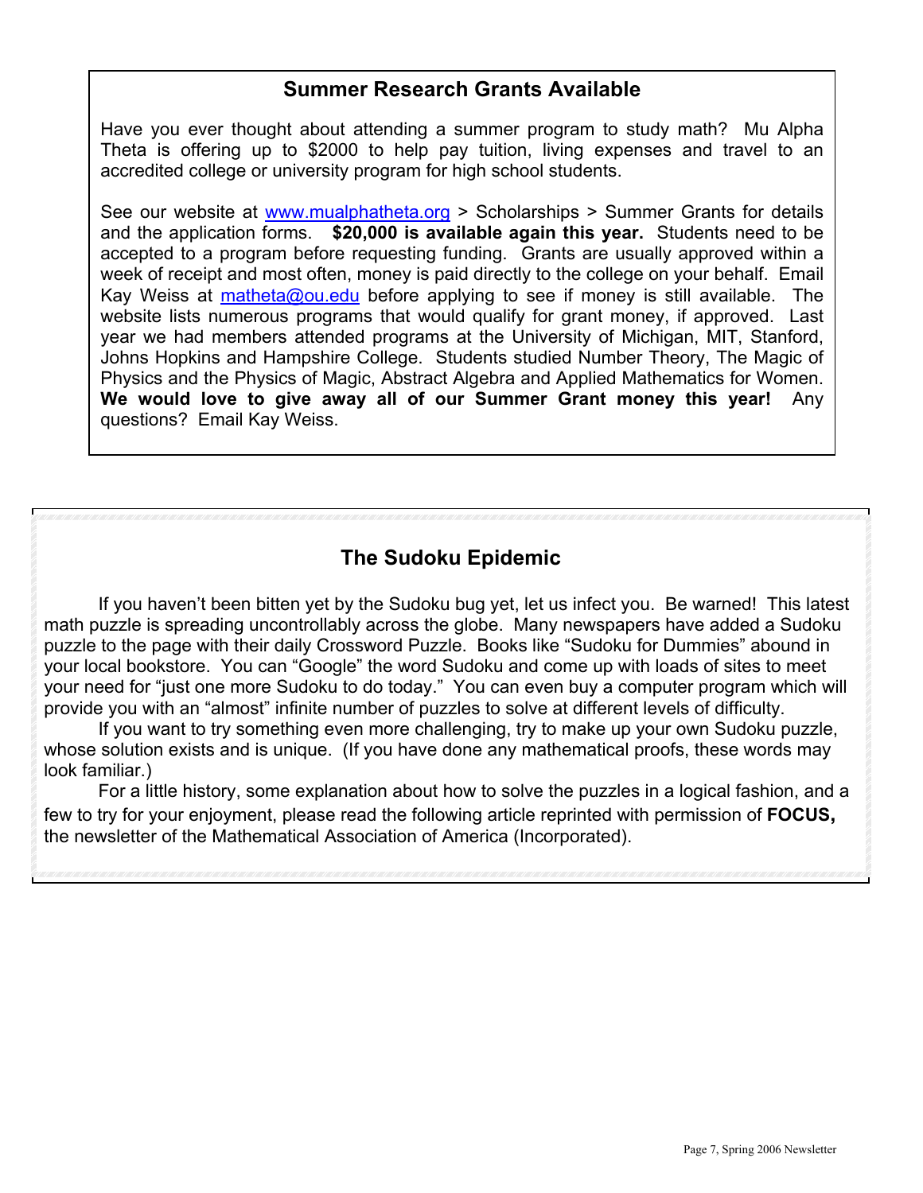## Summer Research Grants Available

Have you ever thought about attending a summer program to study math? Mu Alpha Theta is offering up to $2000 to help pay tuition, living expenses and travel to an accredited college or university program for high school students.

See our website at www.mualphatheta.org > Scholarships > Summer Grants for details and the application forms. **$20,000 is available again this year.** Students need to be accepted to a program before requesting funding. Grants are usually approved within a week of receipt and most often, money is paid directly to the college on your behalf. Email Kay Weiss at matheta@ou.edu before applying to see if money is still available. The website lists numerous programs that would qualify for grant money, if approved. Last year we had members attended programs at the University of Michigan, MIT, Stanford, Johns Hopkins and Hampshire College. Students studied Number Theory, The Magic of Physics and the Physics of Magic, Abstract Algebra and Applied Mathematics for Women. **We would love to give away all of our Summer Grant money this year!** Any questions? Email Kay Weiss.

## The Sudoku Epidemic

If you haven't been bitten yet by the Sudoku bug yet, let us infect you. Be warned! This latest math puzzle is spreading uncontrollably across the globe. Many newspapers have added a Sudoku puzzle to the page with their daily Crossword Puzzle. Books like "Sudoku for Dummies" abound in your local bookstore. You can "Google" the word Sudoku and come up with loads of sites to meet your need for "just one more Sudoku to do today." You can even buy a computer program which will provide you with an "almost" infinite number of puzzles to solve at different levels of difficulty.

If you want to try something even more challenging, try to make up your own Sudoku puzzle, whose solution exists and is unique. (If you have done any mathematical proofs, these words may look familiar.)

For a little history, some explanation about how to solve the puzzles in a logical fashion, and a few to try for your enjoyment, please read the following article reprinted with permission of **FOCUS,** the newsletter of the Mathematical Association of America (Incorporated).